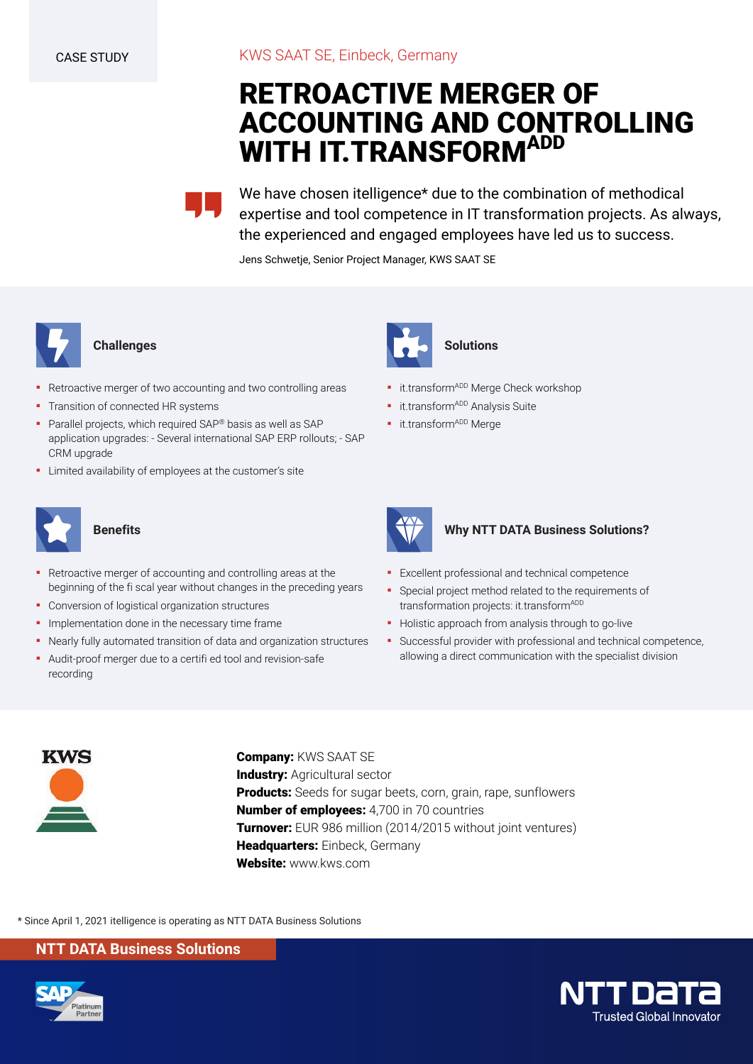CASE STUDY

KWS SAAT SE, Einbeck, Germany

# RETROACTIVE MERGER OF ACCOUNTING AND CONTROLLING WITH IT.TRANSFORM^ADD

> We have chosen itelligence* due to the combination of methodical expertise and tool competence in IT transformation projects. As always, the experienced and engaged employees have led us to success.
>
> Jens Schwetje, Senior Project Manager, KWS SAAT SE

## Challenges

- Retroactive merger of two accounting and two controlling areas
- Transition of connected HR systems
- Parallel projects, which required SAP® basis as well as SAP application upgrades: - Several international SAP ERP rollouts; - SAP CRM upgrade
- Limited availability of employees at the customer's site

## Solutions

- it.transform^ADD Merge Check workshop
- it.transform^ADD Analysis Suite
- it.transform^ADD Merge

## Benefits

- Retroactive merger of accounting and controlling areas at the beginning of the fi scal year without changes in the preceding years
- Conversion of logistical organization structures
- Implementation done in the necessary time frame
- Nearly fully automated transition of data and organization structures
- Audit-proof merger due to a certifi ed tool and revision-safe recording

## Why NTT DATA Business Solutions?

- Excellent professional and technical competence
- Special project method related to the requirements of transformation projects: it.transform^ADD
- Holistic approach from analysis through to go-live
- Successful provider with professional and technical competence, allowing a direct communication with the specialist division

**Company:** KWS SAAT SE
**Industry:** Agricultural sector
**Products:** Seeds for sugar beets, corn, grain, rape, sunflowers
**Number of employees:** 4,700 in 70 countries
**Turnover:** EUR 986 million (2014/2015 without joint ventures)
**Headquarters:** Einbeck, Germany
**Website:** www.kws.com

* Since April 1, 2021 itelligence is operating as NTT DATA Business Solutions

NTT DATA Business Solutions

NTT DATA Trusted Global Innovator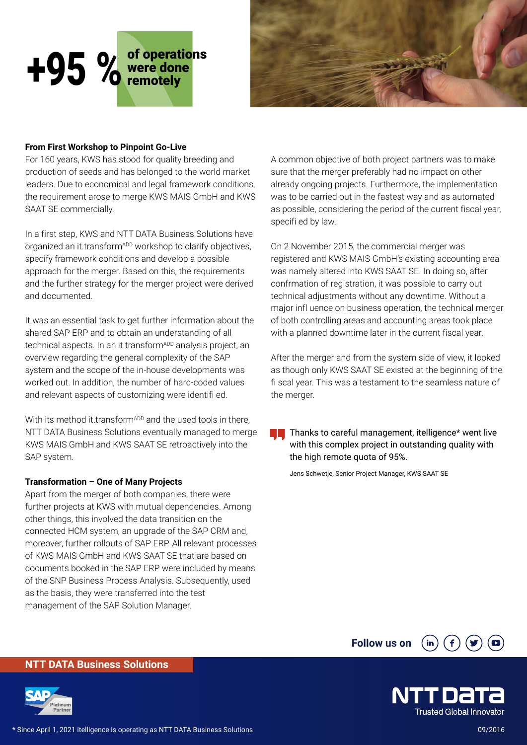**+95 %** **of operations were done remotely**

#### From First Workshop to Pinpoint Go-Live

For 160 years, KWS has stood for quality breeding and production of seeds and has belonged to the world market leaders. Due to economical and legal framework conditions, the requirement arose to merge KWS MAIS GmbH and KWS SAAT SE commercially.

In a first step, KWS and NTT DATA Business Solutions have organized an it.transform[ADD] workshop to clarify objectives, specify framework conditions and develop a possible approach for the merger. Based on this, the requirements and the further strategy for the merger project were derived and documented.

It was an essential task to get further information about the shared SAP ERP and to obtain an understanding of all technical aspects. In an it.transform[ADD] analysis project, an overview regarding the general complexity of the SAP system and the scope of the in-house developments was worked out. In addition, the number of hard-coded values and relevant aspects of customizing were identifi ed.

With its method it.transform[ADD] and the used tools in there, NTT DATA Business Solutions eventually managed to merge KWS MAIS GmbH and KWS SAAT SE retroactively into the SAP system.

#### Transformation – One of Many Projects

Apart from the merger of both companies, there were further projects at KWS with mutual dependencies. Among other things, this involved the data transition on the connected HCM system, an upgrade of the SAP CRM and, moreover, further rollouts of SAP ERP. All relevant processes of KWS MAIS GmbH and KWS SAAT SE that are based on documents booked in the SAP ERP were included by means of the SNP Business Process Analysis. Subsequently, used as the basis, they were transferred into the test management of the SAP Solution Manager.

A common objective of both project partners was to make sure that the merger preferably had no impact on other already ongoing projects. Furthermore, the implementation was to be carried out in the fastest way and as automated as possible, considering the period of the current fiscal year, specifi ed by law.

On 2 November 2015, the commercial merger was registered and KWS MAIS GmbH's existing accounting area was namely altered into KWS SAAT SE. In doing so, after confrmation of registration, it was possible to carry out technical adjustments without any downtime. Without a major infl uence on business operation, the technical merger of both controlling areas and accounting areas took place with a planned downtime later in the current fiscal year.

After the merger and from the system side of view, it looked as though only KWS SAAT SE existed at the beginning of the fi scal year. This was a testament to the seamless nature of the merger.

> Thanks to careful management, itelligence* went live with this complex project in outstanding quality with the high remote quota of 95%.
>
> Jens Schwetje, Senior Project Manager, KWS SAAT SE

Follow us on

**NTT DATA Business Solutions**

NTT DATA
Trusted Global Innovator

\* Since April 1, 2021 itelligence is operating as NTT DATA Business Solutions

09/2016